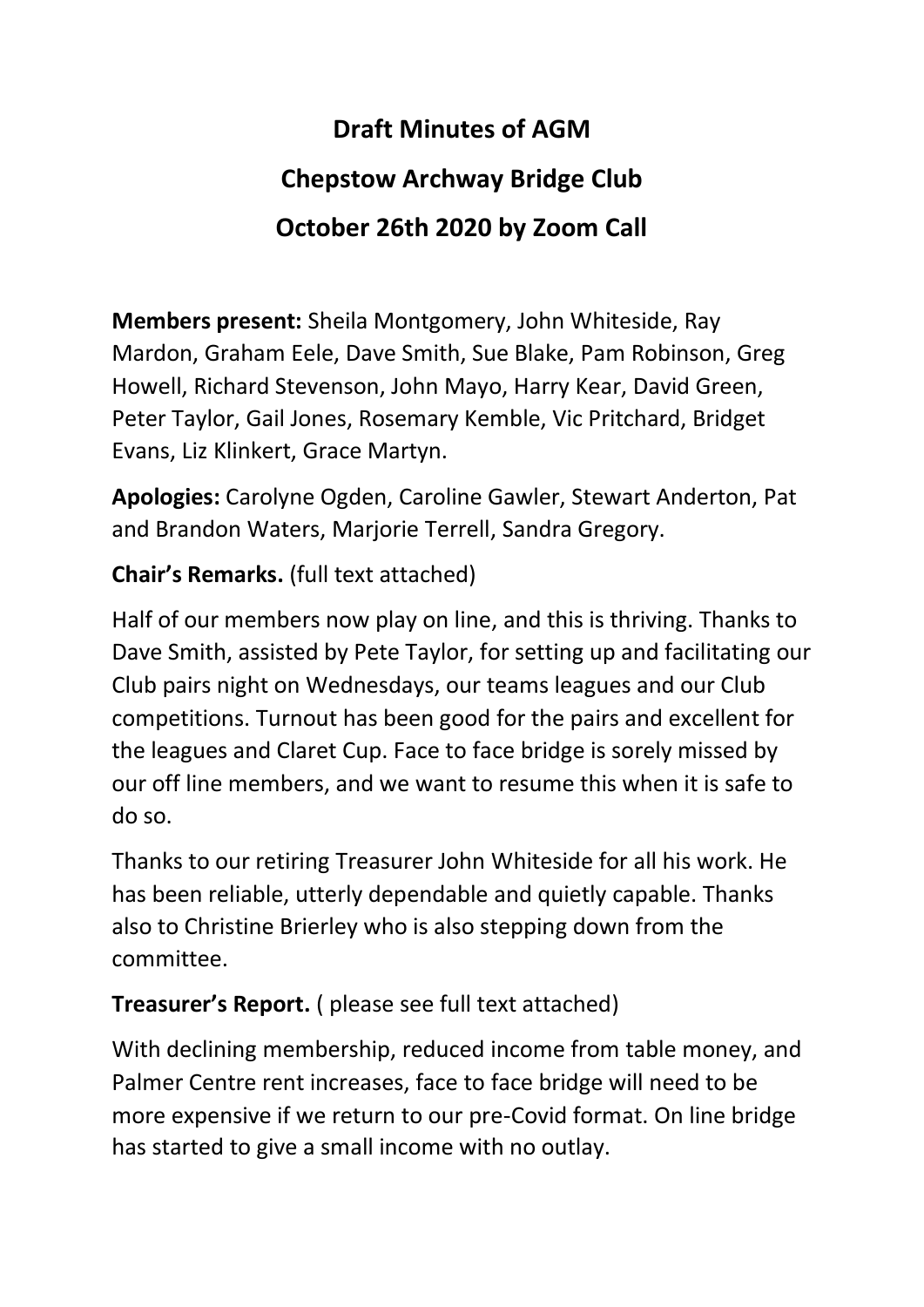# Draft Minutes of AGM

# Chepstow Archway Bridge Club

# October 26th 2020 by Zoom Call

**Members present:** Sheila Montgomery, John Whiteside, Ray Mardon, Graham Eele, Dave Smith, Sue Blake, Pam Robinson, Greg Howell, Richard Stevenson, John Mayo, Harry Kear, David Green, Peter Taylor, Gail Jones, Rosemary Kemble, Vic Pritchard, Bridget Evans, Liz Klinkert, Grace Martyn.

**Apologies:** Carolyne Ogden, Caroline Gawler, Stewart Anderton, Pat and Brandon Waters, Marjorie Terrell, Sandra Gregory.

**Chair's Remarks.** (full text attached)

Half of our members now play on line, and this is thriving. Thanks to Dave Smith, assisted by Pete Taylor, for setting up and facilitating our Club pairs night on Wednesdays, our teams leagues and our Club competitions. Turnout has been good for the pairs and excellent for the leagues and Claret Cup. Face to face bridge is sorely missed by our off line members, and we want to resume this when it is safe to do so.

Thanks to our retiring Treasurer John Whiteside for all his work. He has been reliable, utterly dependable and quietly capable. Thanks also to Christine Brierley who is also stepping down from the committee.

**Treasurer's Report.** ( please see full text attached)

With declining membership, reduced income from table money, and Palmer Centre rent increases, face to face bridge will need to be more expensive if we return to our pre-Covid format. On line bridge has started to give a small income with no outlay.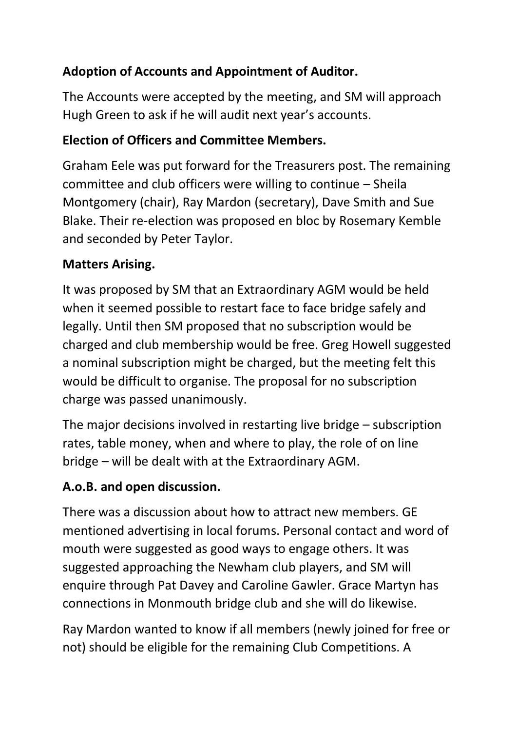**Adoption of Accounts and Appointment of Auditor.**

The Accounts were accepted by the meeting, and SM will approach Hugh Green to ask if he will audit next year's accounts.

**Election of Officers and Committee Members.**

Graham Eele was put forward for the Treasurers post. The remaining committee and club officers were willing to continue – Sheila Montgomery (chair), Ray Mardon (secretary), Dave Smith and Sue Blake. Their re-election was proposed en bloc by Rosemary Kemble and seconded by Peter Taylor.

**Matters Arising.**

It was proposed by SM that an Extraordinary AGM would be held when it seemed possible to restart face to face bridge safely and legally. Until then SM proposed that no subscription would be charged and club membership would be free. Greg Howell suggested a nominal subscription might be charged, but the meeting felt this would be difficult to organise. The proposal for no subscription charge was passed unanimously.

The major decisions involved in restarting live bridge – subscription rates, table money, when and where to play, the role of on line bridge – will be dealt with at the Extraordinary AGM.

**A.o.B. and open discussion.**

There was a discussion about how to attract new members. GE mentioned advertising in local forums. Personal contact and word of mouth were suggested as good ways to engage others. It was suggested approaching the Newham club players, and SM will enquire through Pat Davey and Caroline Gawler. Grace Martyn has connections in Monmouth bridge club and she will do likewise.

Ray Mardon wanted to know if all members (newly joined for free or not) should be eligible for the remaining Club Competitions. A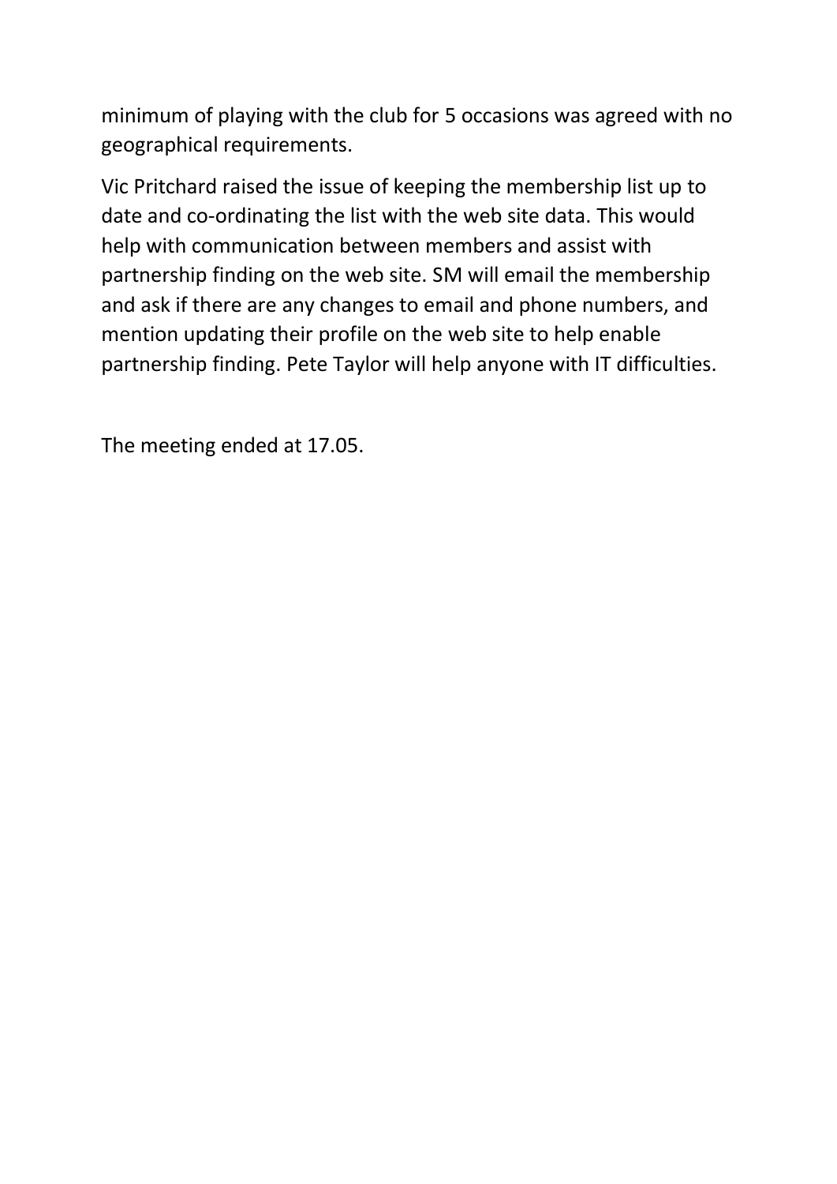minimum of playing with the club for 5 occasions was agreed with no geographical requirements.

Vic Pritchard raised the issue of keeping the membership list up to date and co-ordinating the list with the web site data. This would help with communication between members and assist with partnership finding on the web site. SM will email the membership and ask if there are any changes to email and phone numbers, and mention updating their profile on the web site to help enable partnership finding. Pete Taylor will help anyone with IT difficulties.

The meeting ended at 17.05.